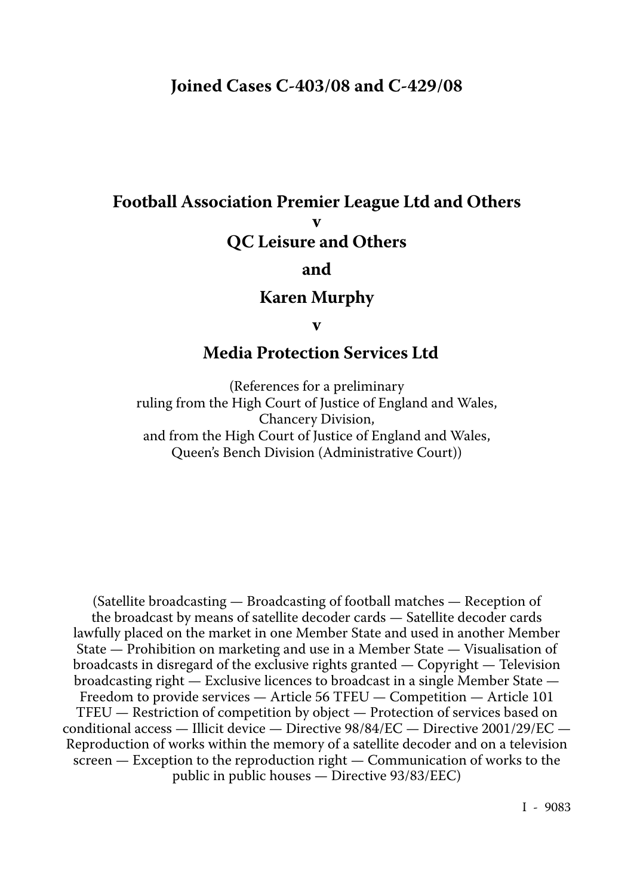# Joined Cases C-403/08 and C-429/08

## Football Association Premier League Ltd and Others
## v
## QC Leisure and Others
## and
## Karen Murphy
## v
## Media Protection Services Ltd

(References for a preliminary ruling from the High Court of Justice of England and Wales, Chancery Division, and from the High Court of Justice of England and Wales, Queen's Bench Division (Administrative Court))

(Satellite broadcasting — Broadcasting of football matches — Reception of the broadcast by means of satellite decoder cards — Satellite decoder cards lawfully placed on the market in one Member State and used in another Member State — Prohibition on marketing and use in a Member State — Visualisation of broadcasts in disregard of the exclusive rights granted — Copyright — Television broadcasting right — Exclusive licences to broadcast in a single Member State — Freedom to provide services — Article 56 TFEU — Competition — Article 101 TFEU — Restriction of competition by object — Protection of services based on conditional access — Illicit device — Directive 98/84/EC — Directive 2001/29/EC — Reproduction of works within the memory of a satellite decoder and on a television screen — Exception to the reproduction right — Communication of works to the public in public houses — Directive 93/83/EEC)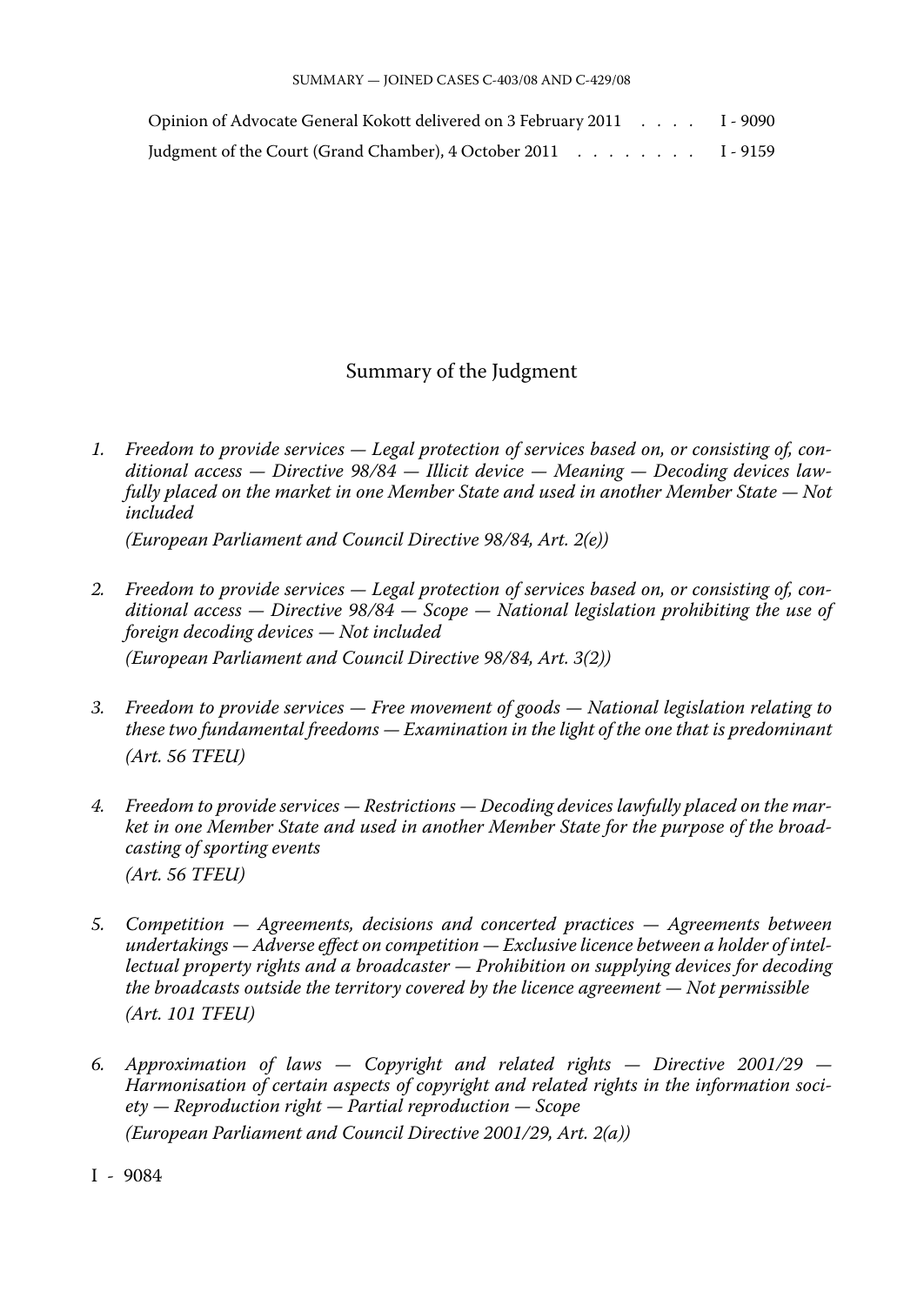| | |
|---|---|
| Opinion of Advocate General Kokott delivered on 3 February 2011 . . . . | I - 9090 |
| Judgment of the Court (Grand Chamber), 4 October 2011 . . . . . . . . | I - 9159 |

## Summary of the Judgment

1. *Freedom to provide services — Legal protection of services based on, or consisting of, conditional access — Directive 98/84 — Illicit device — Meaning — Decoding devices lawfully placed on the market in one Member State and used in another Member State — Not included*

   *(European Parliament and Council Directive 98/84, Art. 2(e))*

2. *Freedom to provide services — Legal protection of services based on, or consisting of, conditional access — Directive 98/84 — Scope — National legislation prohibiting the use of foreign decoding devices — Not included*

   *(European Parliament and Council Directive 98/84, Art. 3(2))*

3. *Freedom to provide services — Free movement of goods — National legislation relating to these two fundamental freedoms — Examination in the light of the one that is predominant*

   *(Art. 56 TFEU)*

4. *Freedom to provide services — Restrictions — Decoding devices lawfully placed on the market in one Member State and used in another Member State for the purpose of the broadcasting of sporting events*

   *(Art. 56 TFEU)*

5. *Competition — Agreements, decisions and concerted practices — Agreements between undertakings — Adverse effect on competition — Exclusive licence between a holder of intellectual property rights and a broadcaster — Prohibition on supplying devices for decoding the broadcasts outside the territory covered by the licence agreement — Not permissible*

   *(Art. 101 TFEU)*

6. *Approximation of laws — Copyright and related rights — Directive 2001/29 — Harmonisation of certain aspects of copyright and related rights in the information society — Reproduction right — Partial reproduction — Scope*

   *(European Parliament and Council Directive 2001/29, Art. 2(a))*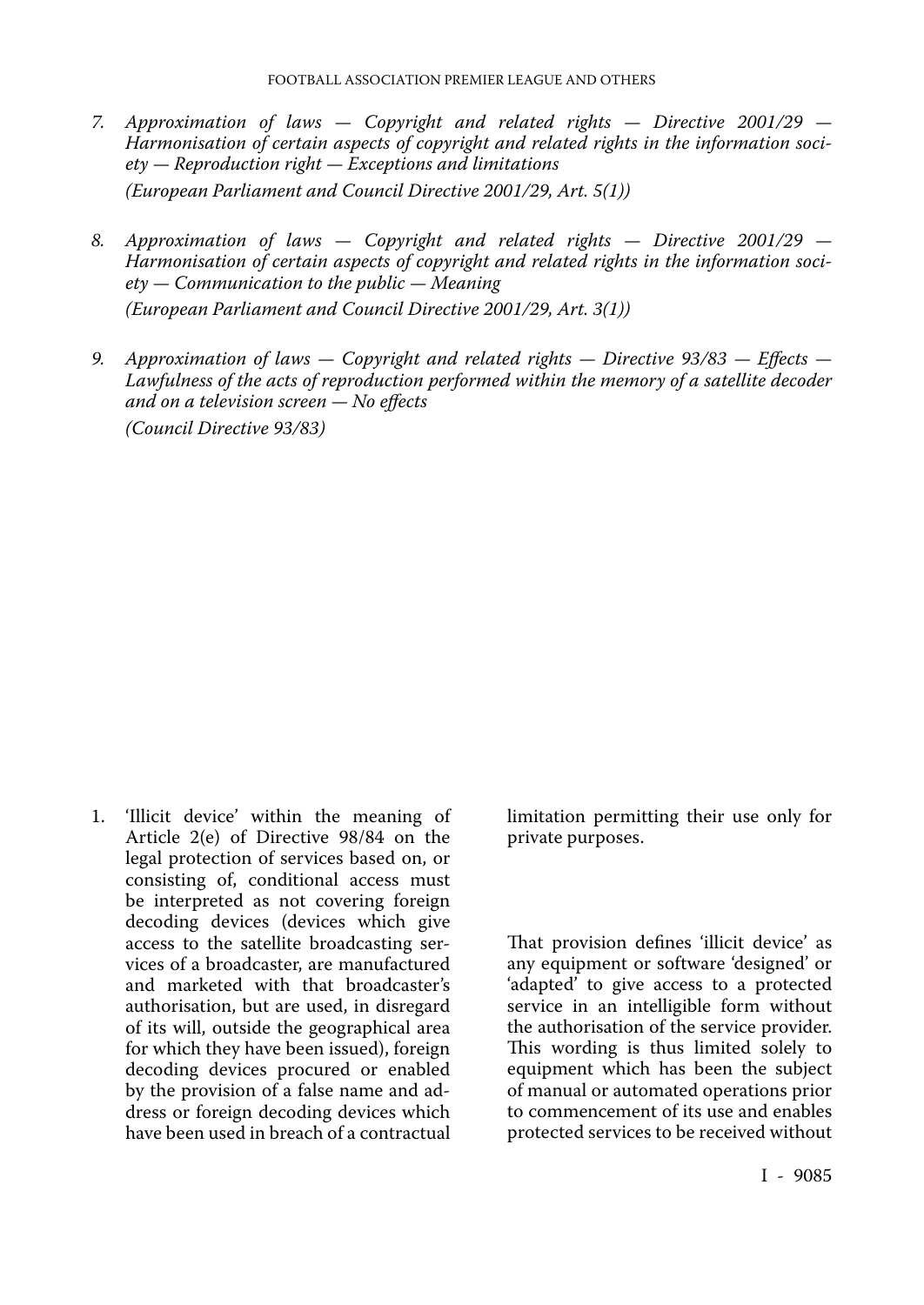7. *Approximation of laws — Copyright and related rights — Directive 2001/29 — Harmonisation of certain aspects of copyright and related rights in the information society — Reproduction right — Exceptions and limitations*

   *(European Parliament and Council Directive 2001/29, Art. 5(1))*

8. *Approximation of laws — Copyright and related rights — Directive 2001/29 — Harmonisation of certain aspects of copyright and related rights in the information society — Communication to the public — Meaning*

   *(European Parliament and Council Directive 2001/29, Art. 3(1))*

9. *Approximation of laws — Copyright and related rights — Directive 93/83 — Effects — Lawfulness of the acts of reproduction performed within the memory of a satellite decoder and on a television screen — No effects*

   *(Council Directive 93/83)*

1. 'Illicit device' within the meaning of Article 2(e) of Directive 98/84 on the legal protection of services based on, or consisting of, conditional access must be interpreted as not covering foreign decoding devices (devices which give access to the satellite broadcasting services of a broadcaster, are manufactured and marketed with that broadcaster's authorisation, but are used, in disregard of its will, outside the geographical area for which they have been issued), foreign decoding devices procured or enabled by the provision of a false name and address or foreign decoding devices which have been used in breach of a contractual limitation permitting their use only for private purposes.

   That provision defines 'illicit device' as any equipment or software 'designed' or 'adapted' to give access to a protected service in an intelligible form without the authorisation of the service provider. This wording is thus limited solely to equipment which has been the subject of manual or automated operations prior to commencement of its use and enables protected services to be received without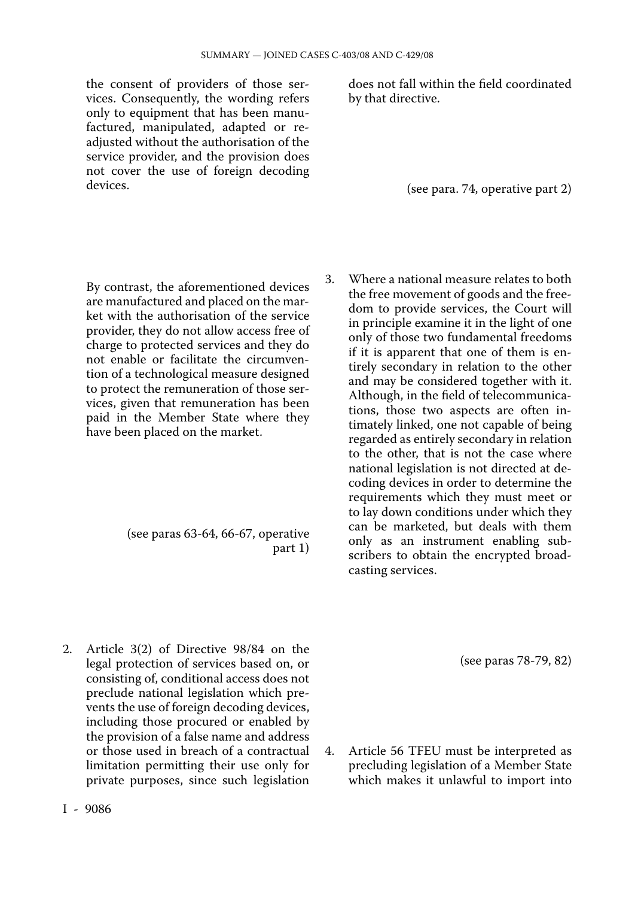the consent of providers of those services. Consequently, the wording refers only to equipment that has been manufactured, manipulated, adapted or readjusted without the authorisation of the service provider, and the provision does not cover the use of foreign decoding devices.

By contrast, the aforementioned devices are manufactured and placed on the market with the authorisation of the service provider, they do not allow access free of charge to protected services and they do not enable or facilitate the circumvention of a technological measure designed to protect the remuneration of those services, given that remuneration has been paid in the Member State where they have been placed on the market.

(see paras 63-64, 66-67, operative part 1)

2. Article 3(2) of Directive 98/84 on the legal protection of services based on, or consisting of, conditional access does not preclude national legislation which prevents the use of foreign decoding devices, including those procured or enabled by the provision of a false name and address or those used in breach of a contractual limitation permitting their use only for private purposes, since such legislation does not fall within the field coordinated by that directive.

(see para. 74, operative part 2)

3. Where a national measure relates to both the free movement of goods and the freedom to provide services, the Court will in principle examine it in the light of one only of those two fundamental freedoms if it is apparent that one of them is entirely secondary in relation to the other and may be considered together with it. Although, in the field of telecommunications, those two aspects are often intimately linked, one not capable of being regarded as entirely secondary in relation to the other, that is not the case where national legislation is not directed at decoding devices in order to determine the requirements which they must meet or to lay down conditions under which they can be marketed, but deals with them only as an instrument enabling subscribers to obtain the encrypted broadcasting services.

(see paras 78-79, 82)

4. Article 56 TFEU must be interpreted as precluding legislation of a Member State which makes it unlawful to import into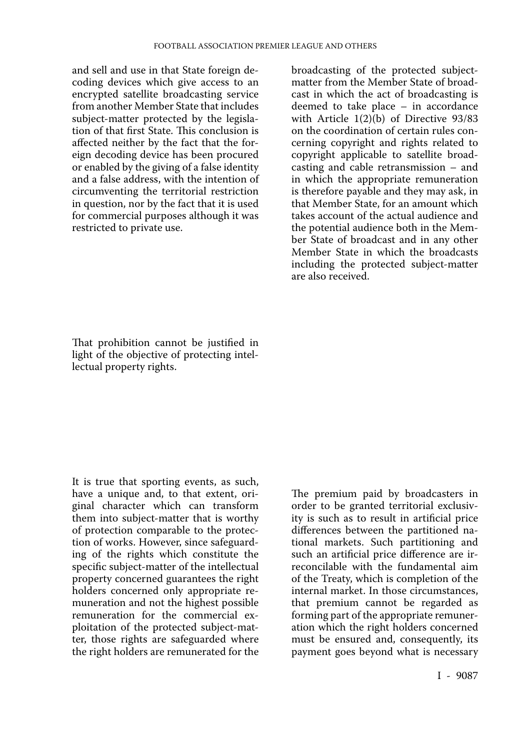and sell and use in that State foreign decoding devices which give access to an encrypted satellite broadcasting service from another Member State that includes subject-matter protected by the legislation of that first State. This conclusion is affected neither by the fact that the foreign decoding device has been procured or enabled by the giving of a false identity and a false address, with the intention of circumventing the territorial restriction in question, nor by the fact that it is used for commercial purposes although it was restricted to private use.

That prohibition cannot be justified in light of the objective of protecting intellectual property rights.

It is true that sporting events, as such, have a unique and, to that extent, original character which can transform them into subject-matter that is worthy of protection comparable to the protection of works. However, since safeguarding of the rights which constitute the specific subject-matter of the intellectual property concerned guarantees the right holders concerned only appropriate remuneration and not the highest possible remuneration for the commercial exploitation of the protected subject-matter, those rights are safeguarded where the right holders are remunerated for the broadcasting of the protected subject-matter from the Member State of broadcast in which the act of broadcasting is deemed to take place – in accordance with Article 1(2)(b) of Directive 93/83 on the coordination of certain rules concerning copyright and rights related to copyright applicable to satellite broadcasting and cable retransmission – and in which the appropriate remuneration is therefore payable and they may ask, in that Member State, for an amount which takes account of the actual audience and the potential audience both in the Member State of broadcast and in any other Member State in which the broadcasts including the protected subject-matter are also received.

The premium paid by broadcasters in order to be granted territorial exclusivity is such as to result in artificial price differences between the partitioned national markets. Such partitioning and such an artificial price difference are irreconcilable with the fundamental aim of the Treaty, which is completion of the internal market. In those circumstances, that premium cannot be regarded as forming part of the appropriate remuneration which the right holders concerned must be ensured and, consequently, its payment goes beyond what is necessary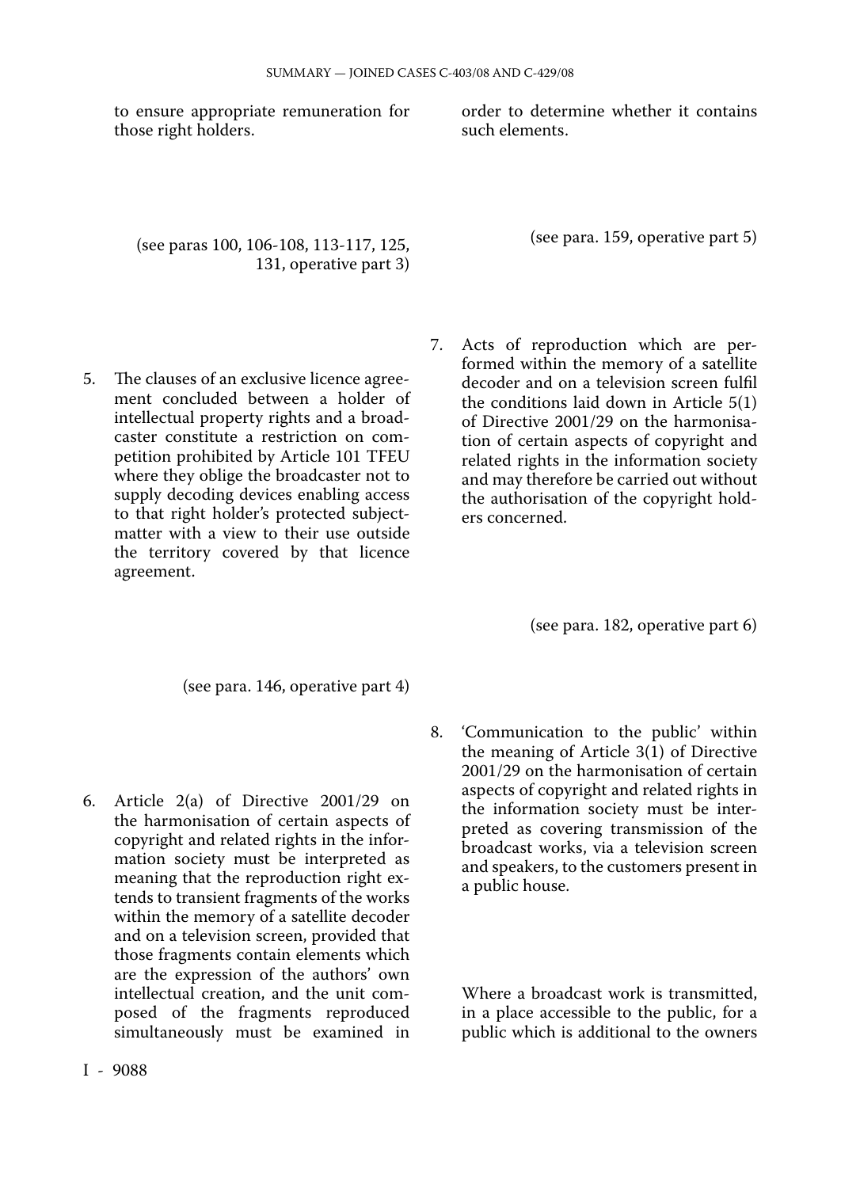to ensure appropriate remuneration for those right holders.

(see paras 100, 106-108, 113-117, 125, 131, operative part 3)

5. The clauses of an exclusive licence agreement concluded between a holder of intellectual property rights and a broadcaster constitute a restriction on competition prohibited by Article 101 TFEU where they oblige the broadcaster not to supply decoding devices enabling access to that right holder's protected subject-matter with a view to their use outside the territory covered by that licence agreement.

(see para. 146, operative part 4)

6. Article 2(a) of Directive 2001/29 on the harmonisation of certain aspects of copyright and related rights in the information society must be interpreted as meaning that the reproduction right extends to transient fragments of the works within the memory of a satellite decoder and on a television screen, provided that those fragments contain elements which are the expression of the authors' own intellectual creation, and the unit composed of the fragments reproduced simultaneously must be examined in order to determine whether it contains such elements.

(see para. 159, operative part 5)

7. Acts of reproduction which are performed within the memory of a satellite decoder and on a television screen fulfil the conditions laid down in Article 5(1) of Directive 2001/29 on the harmonisation of certain aspects of copyright and related rights in the information society and may therefore be carried out without the authorisation of the copyright holders concerned.

(see para. 182, operative part 6)

8. 'Communication to the public' within the meaning of Article 3(1) of Directive 2001/29 on the harmonisation of certain aspects of copyright and related rights in the information society must be interpreted as covering transmission of the broadcast works, via a television screen and speakers, to the customers present in a public house.

Where a broadcast work is transmitted, in a place accessible to the public, for a public which is additional to the owners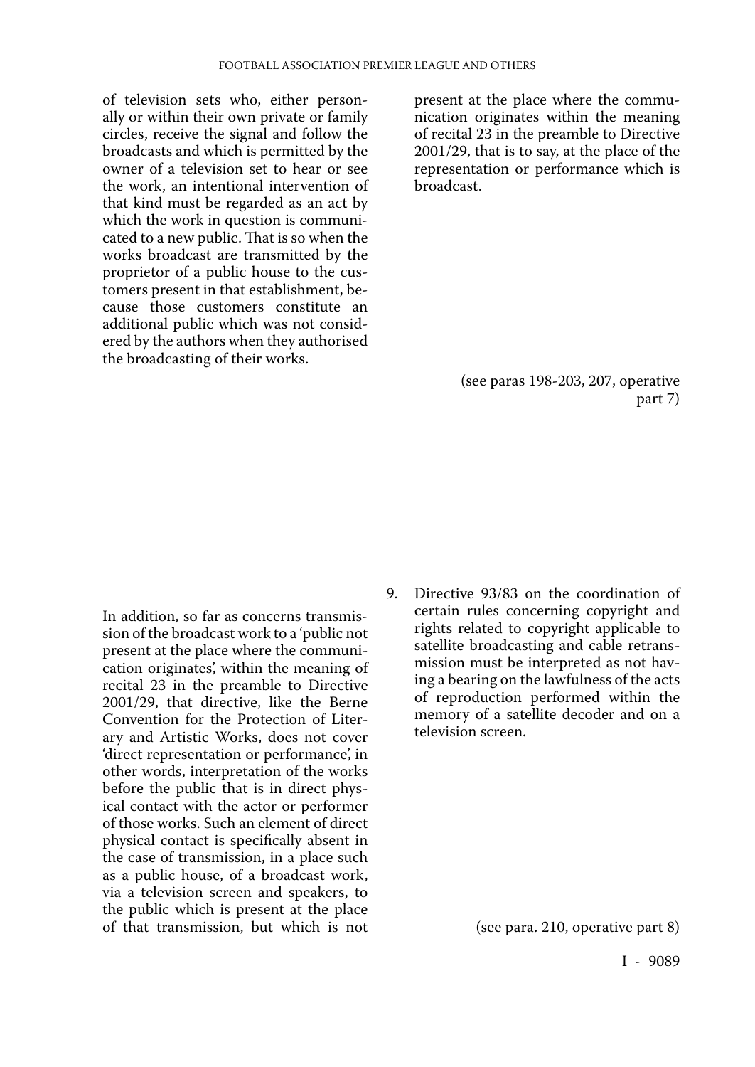of television sets who, either personally or within their own private or family circles, receive the signal and follow the broadcasts and which is permitted by the owner of a television set to hear or see the work, an intentional intervention of that kind must be regarded as an act by which the work in question is communicated to a new public. That is so when the works broadcast are transmitted by the proprietor of a public house to the customers present in that establishment, because those customers constitute an additional public which was not considered by the authors when they authorised the broadcasting of their works.

In addition, so far as concerns transmission of the broadcast work to a 'public not present at the place where the communication originates', within the meaning of recital 23 in the preamble to Directive 2001/29, that directive, like the Berne Convention for the Protection of Literary and Artistic Works, does not cover 'direct representation or performance', in other words, interpretation of the works before the public that is in direct physical contact with the actor or performer of those works. Such an element of direct physical contact is specifically absent in the case of transmission, in a place such as a public house, of a broadcast work, via a television screen and speakers, to the public which is present at the place of that transmission, but which is not present at the place where the communication originates within the meaning of recital 23 in the preamble to Directive 2001/29, that is to say, at the place of the representation or performance which is broadcast.

(see paras 198-203, 207, operative part 7)

9. Directive 93/83 on the coordination of certain rules concerning copyright and rights related to copyright applicable to satellite broadcasting and cable retransmission must be interpreted as not having a bearing on the lawfulness of the acts of reproduction performed within the memory of a satellite decoder and on a television screen.

(see para. 210, operative part 8)